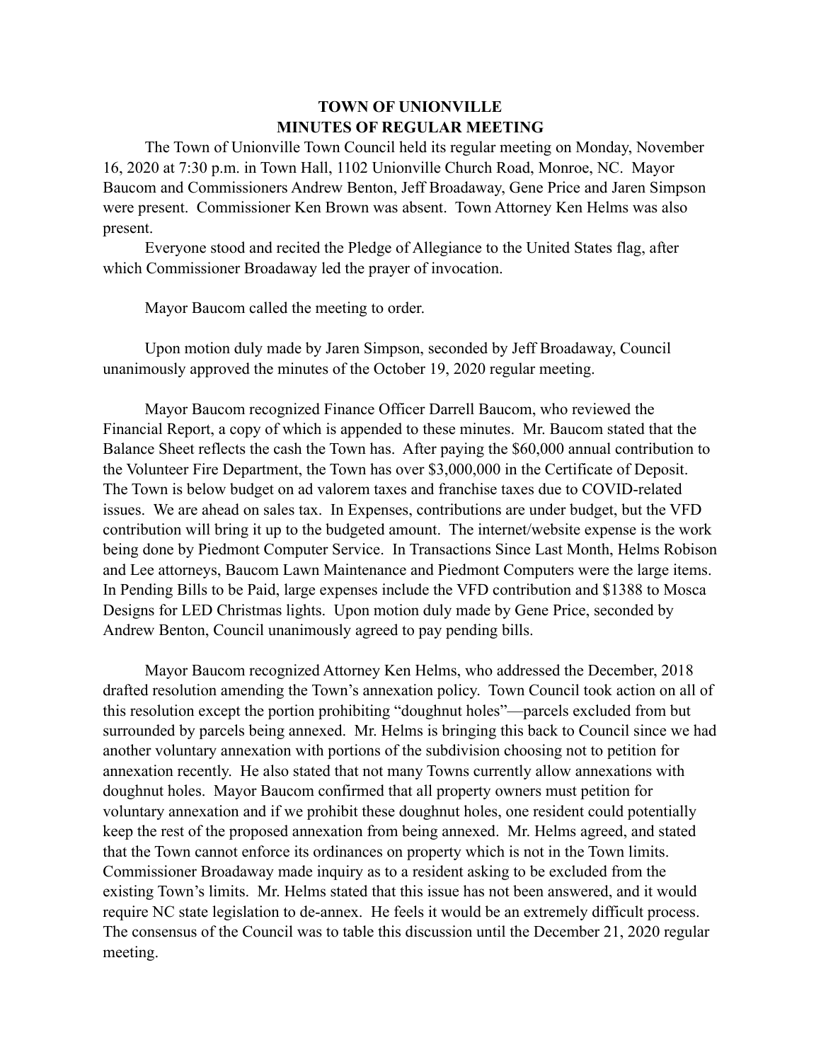# TOWN OF UNIONVILLE
# MINUTES OF REGULAR MEETING

The Town of Unionville Town Council held its regular meeting on Monday, November 16, 2020 at 7:30 p.m. in Town Hall, 1102 Unionville Church Road, Monroe, NC. Mayor Baucom and Commissioners Andrew Benton, Jeff Broadaway, Gene Price and Jaren Simpson were present. Commissioner Ken Brown was absent. Town Attorney Ken Helms was also present.

Everyone stood and recited the Pledge of Allegiance to the United States flag, after which Commissioner Broadaway led the prayer of invocation.

Mayor Baucom called the meeting to order.

Upon motion duly made by Jaren Simpson, seconded by Jeff Broadaway, Council unanimously approved the minutes of the October 19, 2020 regular meeting.

Mayor Baucom recognized Finance Officer Darrell Baucom, who reviewed the Financial Report, a copy of which is appended to these minutes. Mr. Baucom stated that the Balance Sheet reflects the cash the Town has. After paying the $60,000 annual contribution to the Volunteer Fire Department, the Town has over $3,000,000 in the Certificate of Deposit. The Town is below budget on ad valorem taxes and franchise taxes due to COVID-related issues. We are ahead on sales tax. In Expenses, contributions are under budget, but the VFD contribution will bring it up to the budgeted amount. The internet/website expense is the work being done by Piedmont Computer Service. In Transactions Since Last Month, Helms Robison and Lee attorneys, Baucom Lawn Maintenance and Piedmont Computers were the large items. In Pending Bills to be Paid, large expenses include the VFD contribution and $1388 to Mosca Designs for LED Christmas lights. Upon motion duly made by Gene Price, seconded by Andrew Benton, Council unanimously agreed to pay pending bills.

Mayor Baucom recognized Attorney Ken Helms, who addressed the December, 2018 drafted resolution amending the Town's annexation policy. Town Council took action on all of this resolution except the portion prohibiting "doughnut holes"—parcels excluded from but surrounded by parcels being annexed. Mr. Helms is bringing this back to Council since we had another voluntary annexation with portions of the subdivision choosing not to petition for annexation recently. He also stated that not many Towns currently allow annexations with doughnut holes. Mayor Baucom confirmed that all property owners must petition for voluntary annexation and if we prohibit these doughnut holes, one resident could potentially keep the rest of the proposed annexation from being annexed. Mr. Helms agreed, and stated that the Town cannot enforce its ordinances on property which is not in the Town limits. Commissioner Broadaway made inquiry as to a resident asking to be excluded from the existing Town's limits. Mr. Helms stated that this issue has not been answered, and it would require NC state legislation to de-annex. He feels it would be an extremely difficult process. The consensus of the Council was to table this discussion until the December 21, 2020 regular meeting.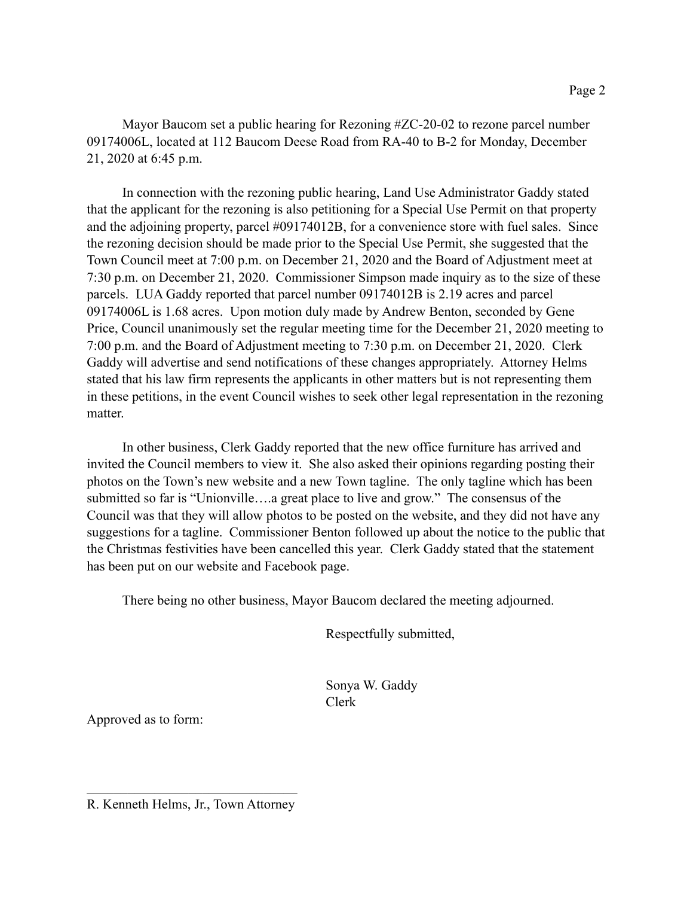Mayor Baucom set a public hearing for Rezoning #ZC-20-02 to rezone parcel number 09174006L, located at 112 Baucom Deese Road from RA-40 to B-2 for Monday, December 21, 2020 at 6:45 p.m.

In connection with the rezoning public hearing, Land Use Administrator Gaddy stated that the applicant for the rezoning is also petitioning for a Special Use Permit on that property and the adjoining property, parcel #09174012B, for a convenience store with fuel sales. Since the rezoning decision should be made prior to the Special Use Permit, she suggested that the Town Council meet at 7:00 p.m. on December 21, 2020 and the Board of Adjustment meet at 7:30 p.m. on December 21, 2020. Commissioner Simpson made inquiry as to the size of these parcels. LUA Gaddy reported that parcel number 09174012B is 2.19 acres and parcel 09174006L is 1.68 acres. Upon motion duly made by Andrew Benton, seconded by Gene Price, Council unanimously set the regular meeting time for the December 21, 2020 meeting to 7:00 p.m. and the Board of Adjustment meeting to 7:30 p.m. on December 21, 2020. Clerk Gaddy will advertise and send notifications of these changes appropriately. Attorney Helms stated that his law firm represents the applicants in other matters but is not representing them in these petitions, in the event Council wishes to seek other legal representation in the rezoning matter.

In other business, Clerk Gaddy reported that the new office furniture has arrived and invited the Council members to view it. She also asked their opinions regarding posting their photos on the Town's new website and a new Town tagline. The only tagline which has been submitted so far is "Unionville….a great place to live and grow." The consensus of the Council was that they will allow photos to be posted on the website, and they did not have any suggestions for a tagline. Commissioner Benton followed up about the notice to the public that the Christmas festivities have been cancelled this year. Clerk Gaddy stated that the statement has been put on our website and Facebook page.

There being no other business, Mayor Baucom declared the meeting adjourned.

Respectfully submitted,

Sonya W. Gaddy
Clerk

Approved as to form:

\_\_\_\_\_\_\_\_\_\_\_\_\_\_\_\_\_\_\_\_\_\_\_\_\_\_\_\_\_\_\_\_

R. Kenneth Helms, Jr., Town Attorney